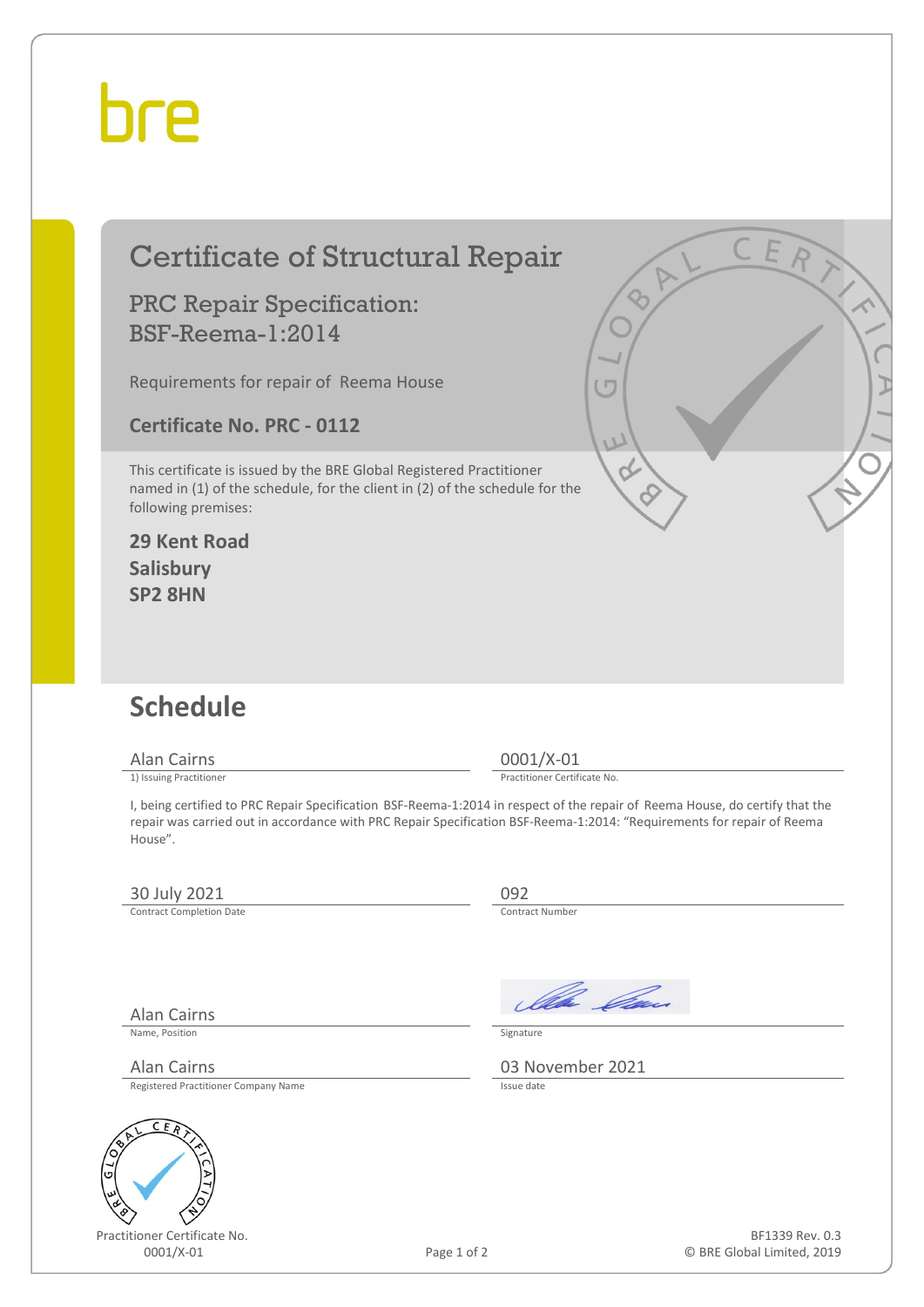bre

# Certificate of Structural Repair

## PRC Repair Specification: BSF-Reema-1:2014

Requirements for repair of Reema House

**Certificate No. PRC - 0112**

This certificate is issued by the BRE Global Registered Practitioner named in (1) of the schedule, for the client in (2) of the schedule for the following premises:

**29 Kent Road**
**Salisbury**
**SP2 8HN**

## Schedule

| | |
|---|---|
| Alan Cairns | 0001/X-01 |
| 1) Issuing Practitioner | Practitioner Certificate No. |

I, being certified to PRC Repair Specification BSF-Reema-1:2014 in respect of the repair of Reema House, do certify that the repair was carried out in accordance with PRC Repair Specification BSF-Reema-1:2014: "Requirements for repair of Reema House".

| | |
|---|---|
| 30 July 2021 | 092 |
| Contract Completion Date | Contract Number |

| | |
|---|---|
| Alan Cairns | |
| Name, Position | Signature |
| Alan Cairns | 03 November 2021 |
| Registered Practitioner Company Name | Issue date |

Practitioner Certificate No.
0001/X-01

BF1339 Rev. 0.3
© BRE Global Limited, 2019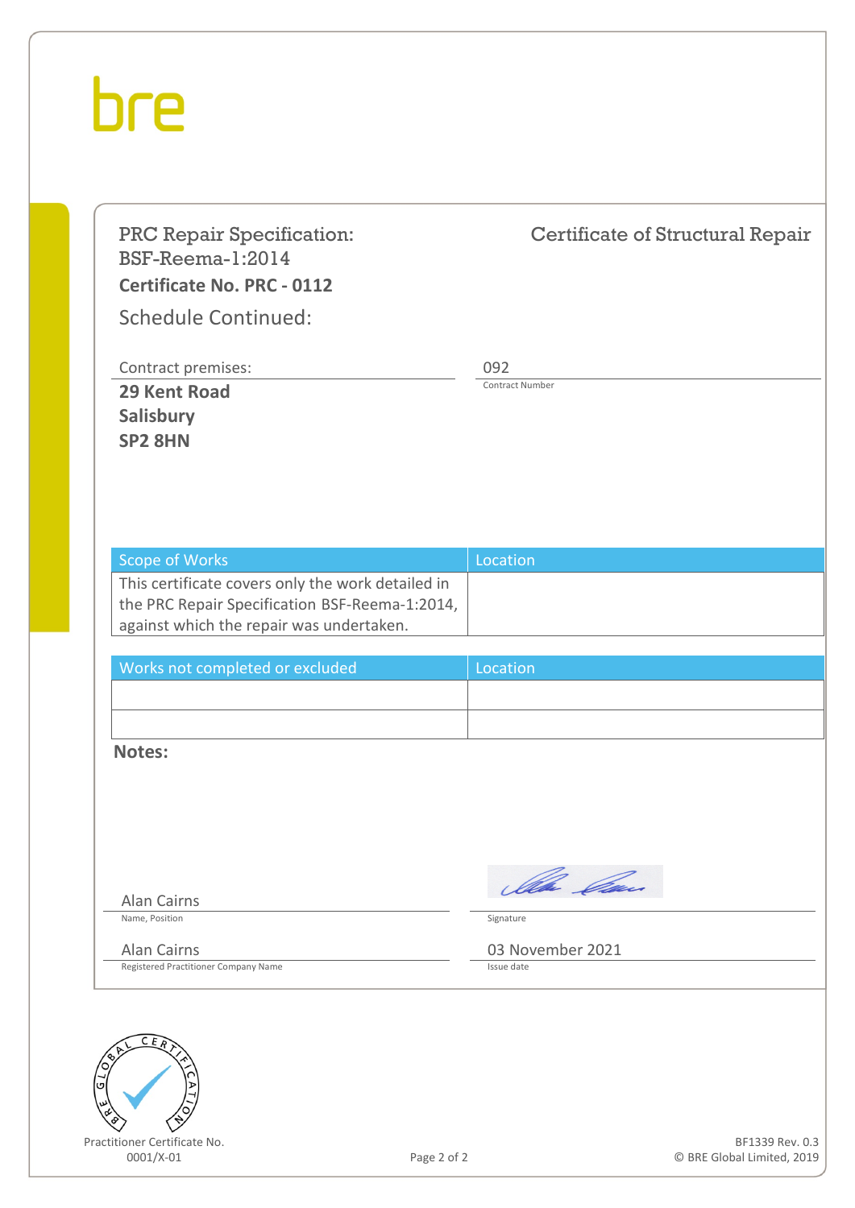bre

PRC Repair Specification:
BSF-Reema-1:2014

Certificate of Structural Repair

**Certificate No. PRC - 0112**

## Schedule Continued:

Contract premises:

**29 Kent Road**
**Salisbury**
**SP2 8HN**

092
Contract Number

| Scope of Works | Location |
|---|---|
| This certificate covers only the work detailed in the PRC Repair Specification BSF-Reema-1:2014, against which the repair was undertaken. | |

| Works not completed or excluded | Location |
|---|---|
| | |
| | |

**Notes:**

Alan Cairns
Name, Position

Signature

Alan Cairns
Registered Practitioner Company Name

03 November 2021
Issue date

BRE GLOBAL CERTIFICATION

Practitioner Certificate No.
0001/X-01

BF1339 Rev. 0.3
© BRE Global Limited, 2019